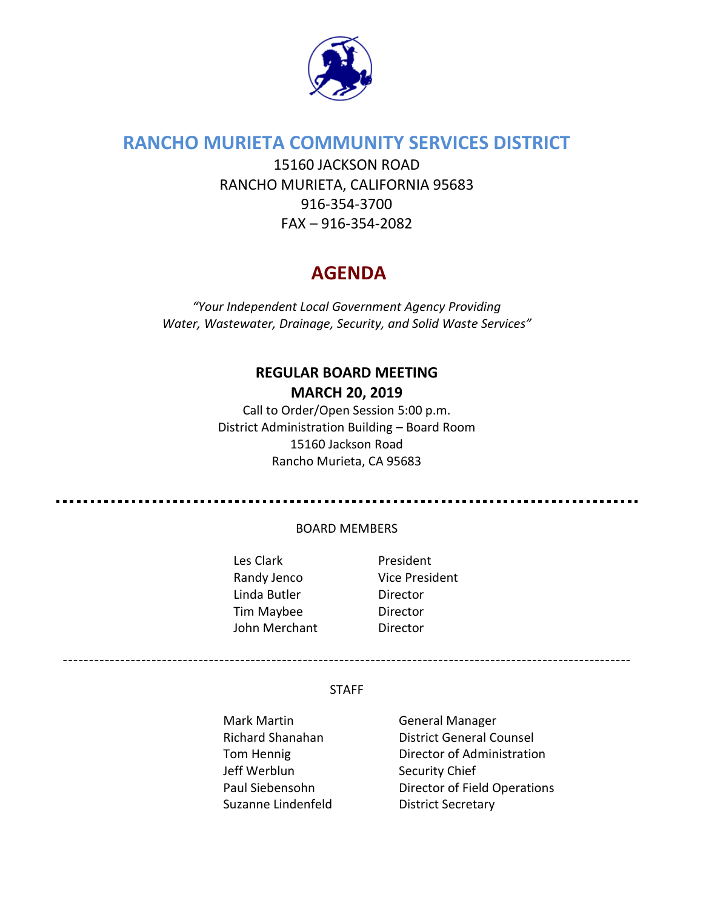# RANCHO MURIETA COMMUNITY SERVICES DISTRICT

15160 JACKSON ROAD
RANCHO MURIETA, CALIFORNIA 95683
916-354-3700
FAX – 916-354-2082

## AGENDA

*"Your Independent Local Government Agency Providing Water, Wastewater, Drainage, Security, and Solid Waste Services"*

**REGULAR BOARD MEETING**
**MARCH 20, 2019**

Call to Order/Open Session 5:00 p.m.
District Administration Building – Board Room
15160 Jackson Road
Rancho Murieta, CA 95683

---

BOARD MEMBERS

| | |
|---|---|
| Les Clark | President |
| Randy Jenco | Vice President |
| Linda Butler | Director |
| Tim Maybee | Director |
| John Merchant | Director |

---

STAFF

| | |
|---|---|
| Mark Martin | General Manager |
| Richard Shanahan | District General Counsel |
| Tom Hennig | Director of Administration |
| Jeff Werblun | Security Chief |
| Paul Siebensohn | Director of Field Operations |
| Suzanne Lindenfeld | District Secretary |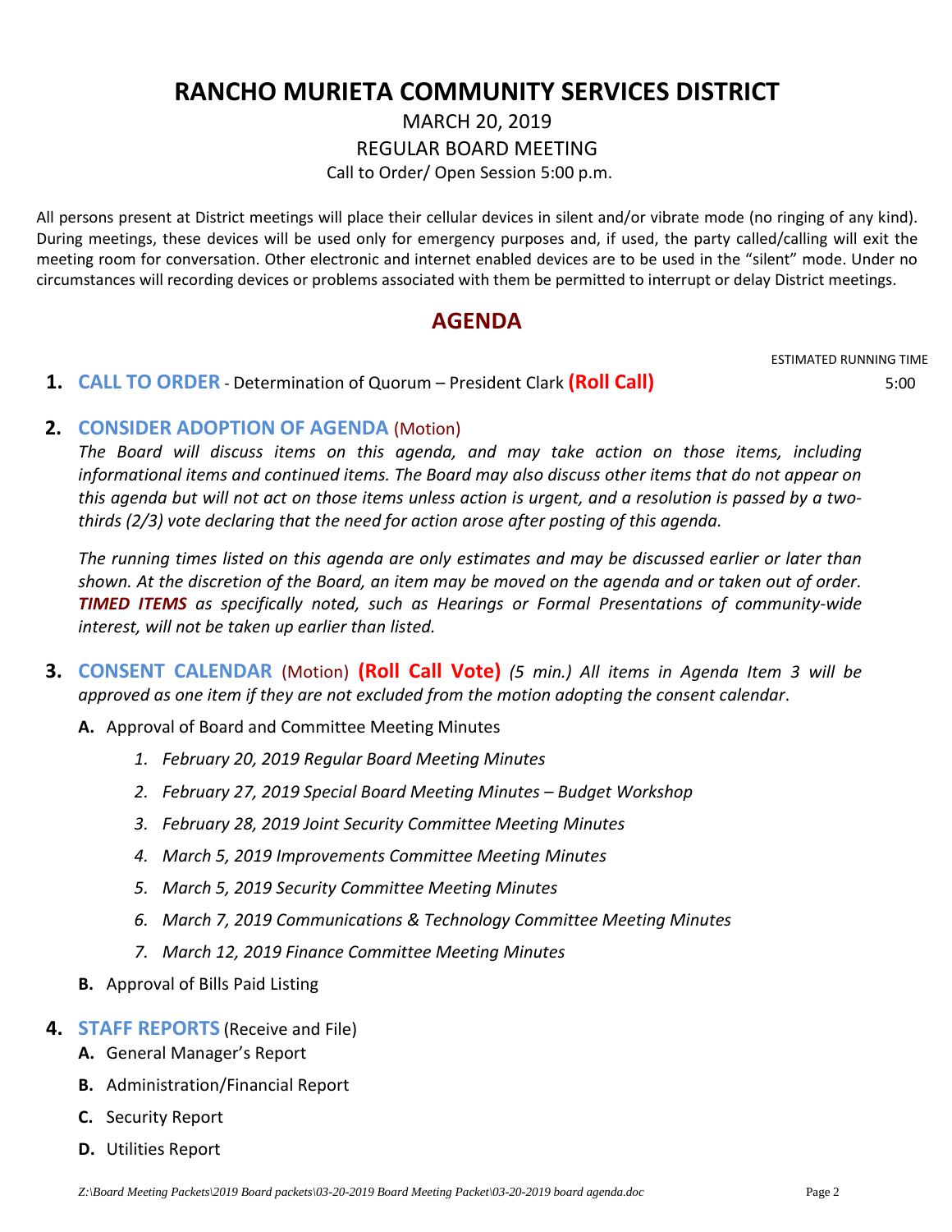# RANCHO MURIETA COMMUNITY SERVICES DISTRICT

MARCH 20, 2019

REGULAR BOARD MEETING

Call to Order/ Open Session 5:00 p.m.

All persons present at District meetings will place their cellular devices in silent and/or vibrate mode (no ringing of any kind). During meetings, these devices will be used only for emergency purposes and, if used, the party called/calling will exit the meeting room for conversation. Other electronic and internet enabled devices are to be used in the "silent" mode. Under no circumstances will recording devices or problems associated with them be permitted to interrupt or delay District meetings.

## AGENDA

ESTIMATED RUNNING TIME

**1. CALL TO ORDER** - Determination of Quorum – President Clark **(Roll Call)** 5:00

**2. CONSIDER ADOPTION OF AGENDA** (Motion)

*The Board will discuss items on this agenda, and may take action on those items, including informational items and continued items. The Board may also discuss other items that do not appear on this agenda but will not act on those items unless action is urgent, and a resolution is passed by a two-thirds (2/3) vote declaring that the need for action arose after posting of this agenda.*

*The running times listed on this agenda are only estimates and may be discussed earlier or later than shown. At the discretion of the Board, an item may be moved on the agenda and or taken out of order.* ***TIMED ITEMS*** *as specifically noted, such as Hearings or Formal Presentations of community-wide interest, will not be taken up earlier than listed.*

**3. CONSENT CALENDAR** (Motion) **(Roll Call Vote)** *(5 min.) All items in Agenda Item 3 will be approved as one item if they are not excluded from the motion adopting the consent calendar*.

**A.** Approval of Board and Committee Meeting Minutes

1. *February 20, 2019 Regular Board Meeting Minutes*
2. *February 27, 2019 Special Board Meeting Minutes – Budget Workshop*
3. *February 28, 2019 Joint Security Committee Meeting Minutes*
4. *March 5, 2019 Improvements Committee Meeting Minutes*
5. *March 5, 2019 Security Committee Meeting Minutes*
6. *March 7, 2019 Communications & Technology Committee Meeting Minutes*
7. *March 12, 2019 Finance Committee Meeting Minutes*

**B.** Approval of Bills Paid Listing

**4. STAFF REPORTS** (Receive and File)

**A.** General Manager's Report

**B.** Administration/Financial Report

**C.** Security Report

**D.** Utilities Report

*Z:\Board Meeting Packets\2019 Board packets\03-20-2019 Board Meeting Packet\03-20-2019 board agenda.doc*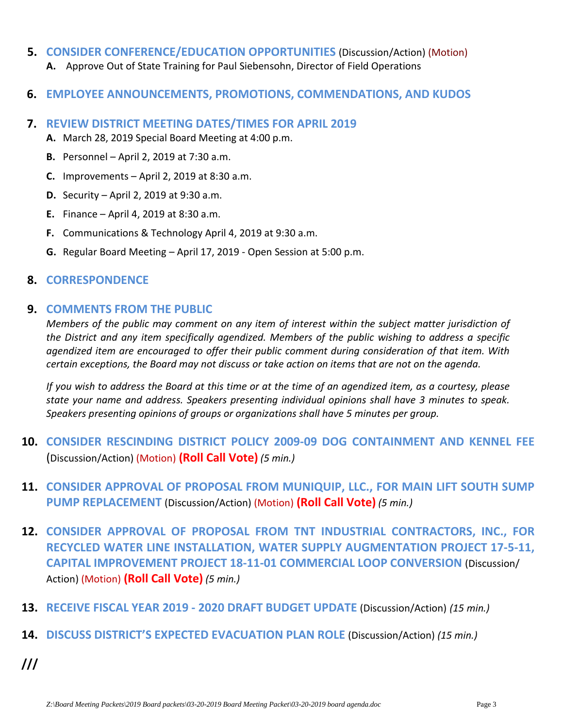**5. CONSIDER CONFERENCE/EDUCATION OPPORTUNITIES** (Discussion/Action) (Motion)

**A.** Approve Out of State Training for Paul Siebensohn, Director of Field Operations

**6. EMPLOYEE ANNOUNCEMENTS, PROMOTIONS, COMMENDATIONS, AND KUDOS**

**7. REVIEW DISTRICT MEETING DATES/TIMES FOR APRIL 2019**

**A.** March 28, 2019 Special Board Meeting at 4:00 p.m.

**B.** Personnel – April 2, 2019 at 7:30 a.m.

**C.** Improvements – April 2, 2019 at 8:30 a.m.

**D.** Security – April 2, 2019 at 9:30 a.m.

**E.** Finance – April 4, 2019 at 8:30 a.m.

**F.** Communications & Technology April 4, 2019 at 9:30 a.m.

**G.** Regular Board Meeting – April 17, 2019 - Open Session at 5:00 p.m.

**8. CORRESPONDENCE**

**9. COMMENTS FROM THE PUBLIC**

*Members of the public may comment on any item of interest within the subject matter jurisdiction of the District and any item specifically agendized. Members of the public wishing to address a specific agendized item are encouraged to offer their public comment during consideration of that item. With certain exceptions, the Board may not discuss or take action on items that are not on the agenda.*

*If you wish to address the Board at this time or at the time of an agendized item, as a courtesy, please state your name and address. Speakers presenting individual opinions shall have 3 minutes to speak. Speakers presenting opinions of groups or organizations shall have 5 minutes per group.*

**10. CONSIDER RESCINDING DISTRICT POLICY 2009-09 DOG CONTAINMENT AND KENNEL FEE** (Discussion/Action) (Motion) **(Roll Call Vote)** *(5 min.)*

**11. CONSIDER APPROVAL OF PROPOSAL FROM MUNIQUIP, LLC., FOR MAIN LIFT SOUTH SUMP PUMP REPLACEMENT** (Discussion/Action) (Motion) **(Roll Call Vote)** *(5 min.)*

**12. CONSIDER APPROVAL OF PROPOSAL FROM TNT INDUSTRIAL CONTRACTORS, INC., FOR RECYCLED WATER LINE INSTALLATION, WATER SUPPLY AUGMENTATION PROJECT 17-5-11, CAPITAL IMPROVEMENT PROJECT 18-11-01 COMMERCIAL LOOP CONVERSION** (Discussion/Action) (Motion) **(Roll Call Vote)** *(5 min.)*

**13. RECEIVE FISCAL YEAR 2019 - 2020 DRAFT BUDGET UPDATE** (Discussion/Action) *(15 min.)*

**14. DISCUSS DISTRICT'S EXPECTED EVACUATION PLAN ROLE** (Discussion/Action) *(15 min.)*

**///**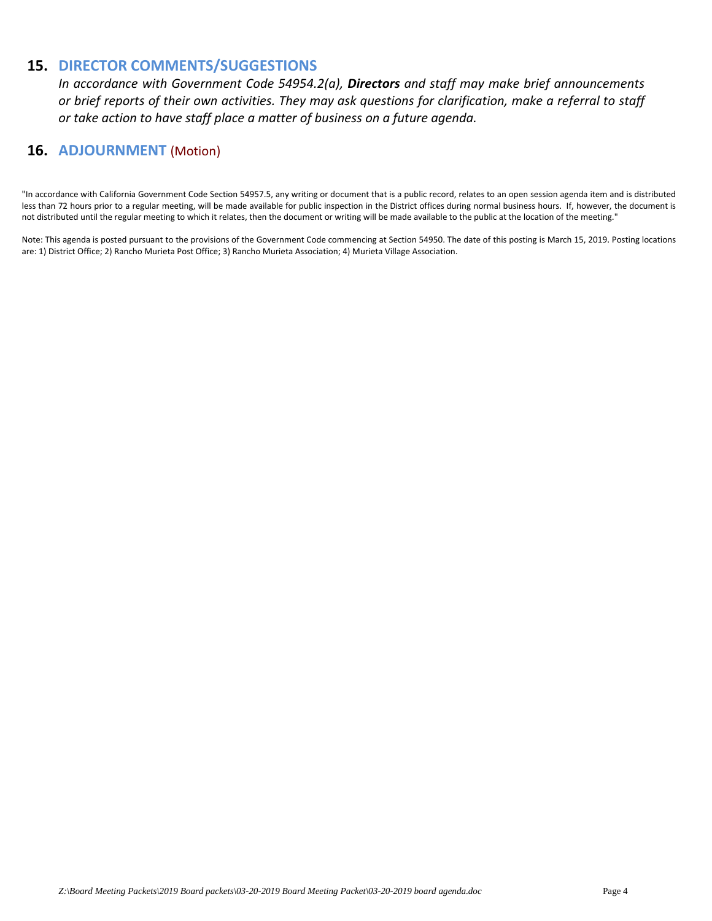## 15. DIRECTOR COMMENTS/SUGGESTIONS

*In accordance with Government Code 54954.2(a), **Directors** and staff may make brief announcements or brief reports of their own activities. They may ask questions for clarification, make a referral to staff or take action to have staff place a matter of business on a future agenda.*

## 16. ADJOURNMENT (Motion)

"In accordance with California Government Code Section 54957.5, any writing or document that is a public record, relates to an open session agenda item and is distributed less than 72 hours prior to a regular meeting, will be made available for public inspection in the District offices during normal business hours. If, however, the document is not distributed until the regular meeting to which it relates, then the document or writing will be made available to the public at the location of the meeting."

Note: This agenda is posted pursuant to the provisions of the Government Code commencing at Section 54950. The date of this posting is March 15, 2019. Posting locations are: 1) District Office; 2) Rancho Murieta Post Office; 3) Rancho Murieta Association; 4) Murieta Village Association.